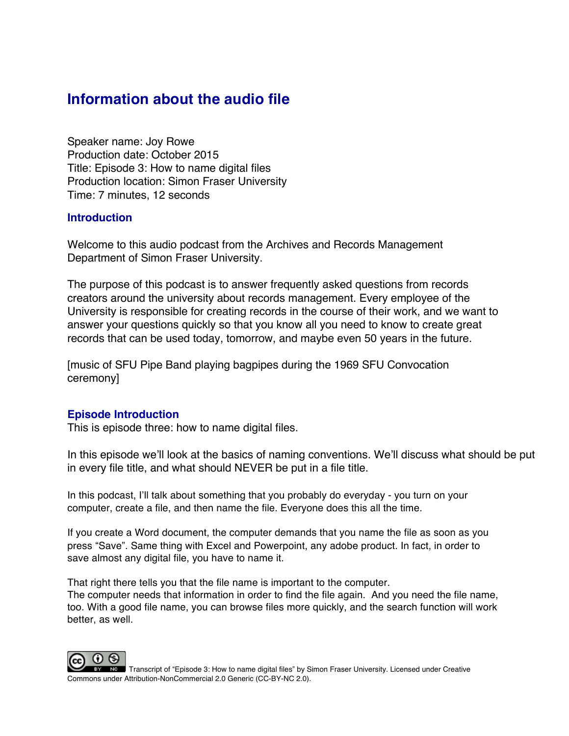# Information about the audio file

Speaker name: Joy Rowe
Production date: October 2015
Title: Episode 3: How to name digital files
Production location: Simon Fraser University
Time: 7 minutes, 12 seconds

## Introduction

Welcome to this audio podcast from the Archives and Records Management Department of Simon Fraser University.

The purpose of this podcast is to answer frequently asked questions from records creators around the university about records management. Every employee of the University is responsible for creating records in the course of their work, and we want to answer your questions quickly so that you know all you need to know to create great records that can be used today, tomorrow, and maybe even 50 years in the future.

[music of SFU Pipe Band playing bagpipes during the 1969 SFU Convocation ceremony]

## Episode Introduction

This is episode three: how to name digital files.

In this episode we'll look at the basics of naming conventions. We'll discuss what should be put in every file title, and what should NEVER be put in a file title.

In this podcast, I'll talk about something that you probably do everyday - you turn on your computer, create a file, and then name the file. Everyone does this all the time.

If you create a Word document, the computer demands that you name the file as soon as you press "Save". Same thing with Excel and Powerpoint, any adobe product. In fact, in order to save almost any digital file, you have to name it.

That right there tells you that the file name is important to the computer.
The computer needs that information in order to find the file again. And you need the file name, too. With a good file name, you can browse files more quickly, and the search function will work better, as well.

Transcript of "Episode 3: How to name digital files" by Simon Fraser University. Licensed under Creative Commons under Attribution-NonCommercial 2.0 Generic (CC-BY-NC 2.0).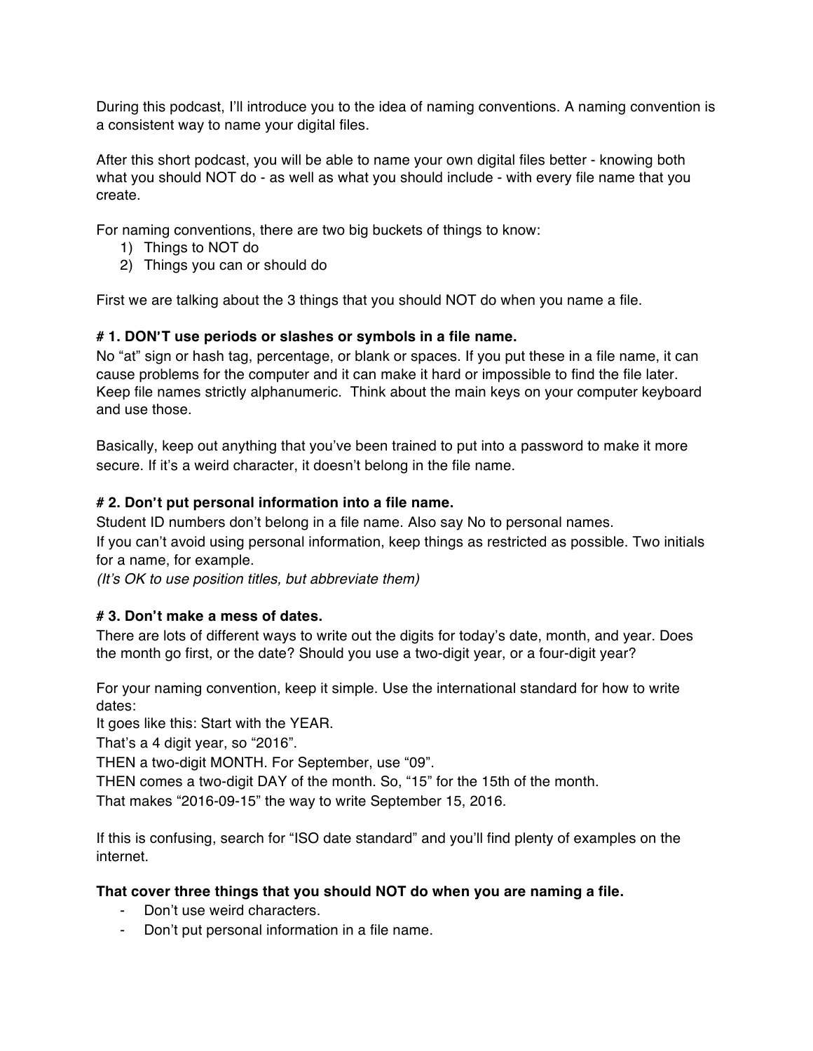During this podcast, I'll introduce you to the idea of naming conventions. A naming convention is a consistent way to name your digital files.

After this short podcast, you will be able to name your own digital files better - knowing both what you should NOT do - as well as what you should include - with every file name that you create.

For naming conventions, there are two big buckets of things to know:

1) Things to NOT do
2) Things you can or should do

First we are talking about the 3 things that you should NOT do when you name a file.

**# 1. DON'T use periods or slashes or symbols in a file name.**

No "at" sign or hash tag, percentage, or blank or spaces. If you put these in a file name, it can cause problems for the computer and it can make it hard or impossible to find the file later. Keep file names strictly alphanumeric. Think about the main keys on your computer keyboard and use those.

Basically, keep out anything that you've been trained to put into a password to make it more secure. If it's a weird character, it doesn't belong in the file name.

**# 2. Don't put personal information into a file name.**

Student ID numbers don't belong in a file name. Also say No to personal names.
If you can't avoid using personal information, keep things as restricted as possible. Two initials for a name, for example.
*(It's OK to use position titles, but abbreviate them)*

**# 3. Don't make a mess of dates.**

There are lots of different ways to write out the digits for today's date, month, and year. Does the month go first, or the date? Should you use a two-digit year, or a four-digit year?

For your naming convention, keep it simple. Use the international standard for how to write dates:
It goes like this: Start with the YEAR.
That's a 4 digit year, so "2016".
THEN a two-digit MONTH. For September, use "09".
THEN comes a two-digit DAY of the month. So, "15" for the 15th of the month.
That makes "2016-09-15" the way to write September 15, 2016.

If this is confusing, search for "ISO date standard" and you'll find plenty of examples on the internet.

**That cover three things that you should NOT do when you are naming a file.**

- Don't use weird characters.
- Don't put personal information in a file name.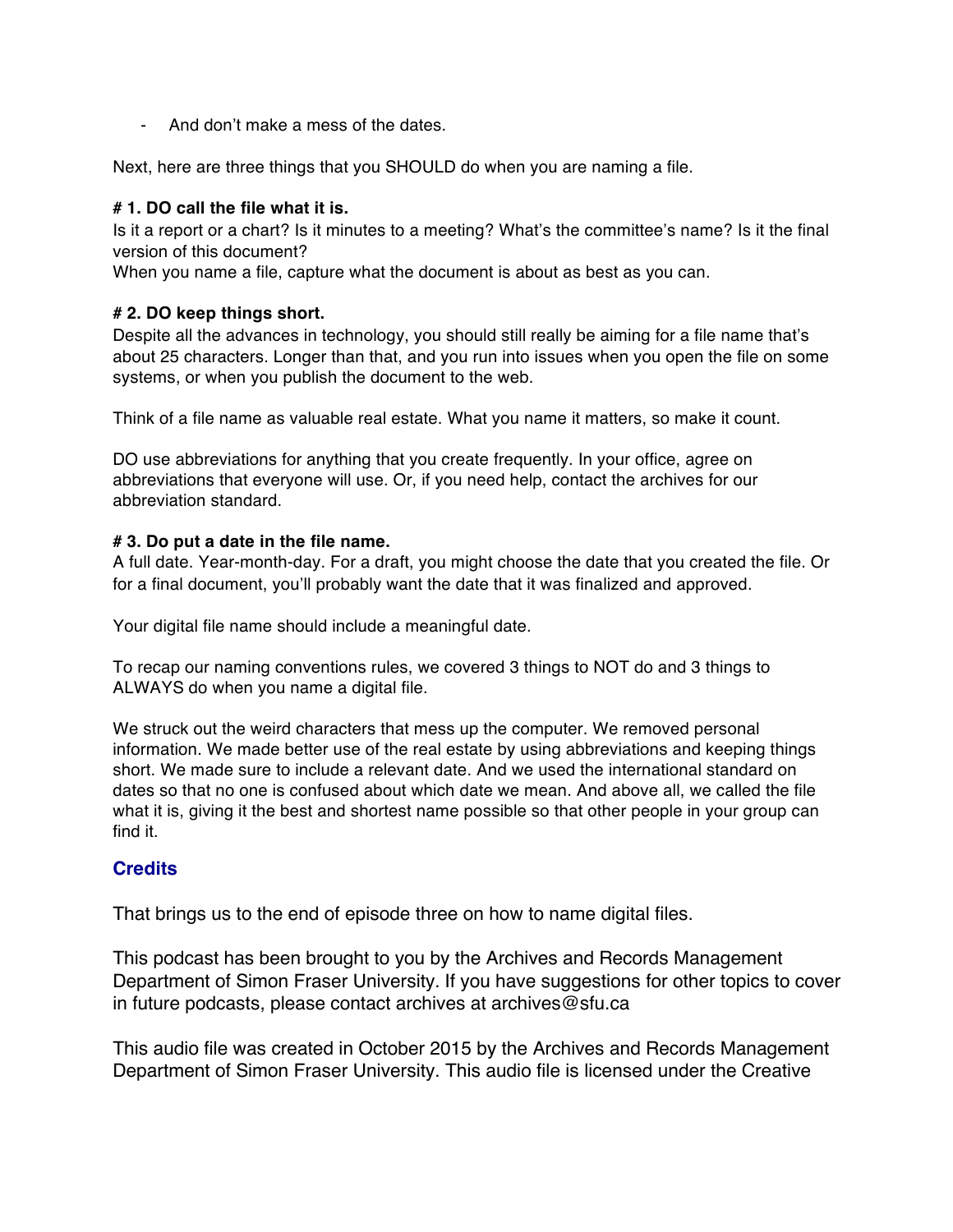- And don't make a mess of the dates.

Next, here are three things that you SHOULD do when you are naming a file.

**# 1. DO call the file what it is.**
Is it a report or a chart? Is it minutes to a meeting? What's the committee's name? Is it the final version of this document?
When you name a file, capture what the document is about as best as you can.

**# 2. DO keep things short.**
Despite all the advances in technology, you should still really be aiming for a file name that's about 25 characters. Longer than that, and you run into issues when you open the file on some systems, or when you publish the document to the web.

Think of a file name as valuable real estate. What you name it matters, so make it count.

DO use abbreviations for anything that you create frequently. In your office, agree on abbreviations that everyone will use. Or, if you need help, contact the archives for our abbreviation standard.

**# 3. Do put a date in the file name.**
A full date. Year-month-day. For a draft, you might choose the date that you created the file. Or for a final document, you'll probably want the date that it was finalized and approved.

Your digital file name should include a meaningful date.

To recap our naming conventions rules, we covered 3 things to NOT do and 3 things to ALWAYS do when you name a digital file.

We struck out the weird characters that mess up the computer. We removed personal information. We made better use of the real estate by using abbreviations and keeping things short. We made sure to include a relevant date. And we used the international standard on dates so that no one is confused about which date we mean. And above all, we called the file what it is, giving it the best and shortest name possible so that other people in your group can find it.

## Credits

That brings us to the end of episode three on how to name digital files.

This podcast has been brought to you by the Archives and Records Management Department of Simon Fraser University. If you have suggestions for other topics to cover in future podcasts, please contact archives at archives@sfu.ca

This audio file was created in October 2015 by the Archives and Records Management Department of Simon Fraser University. This audio file is licensed under the Creative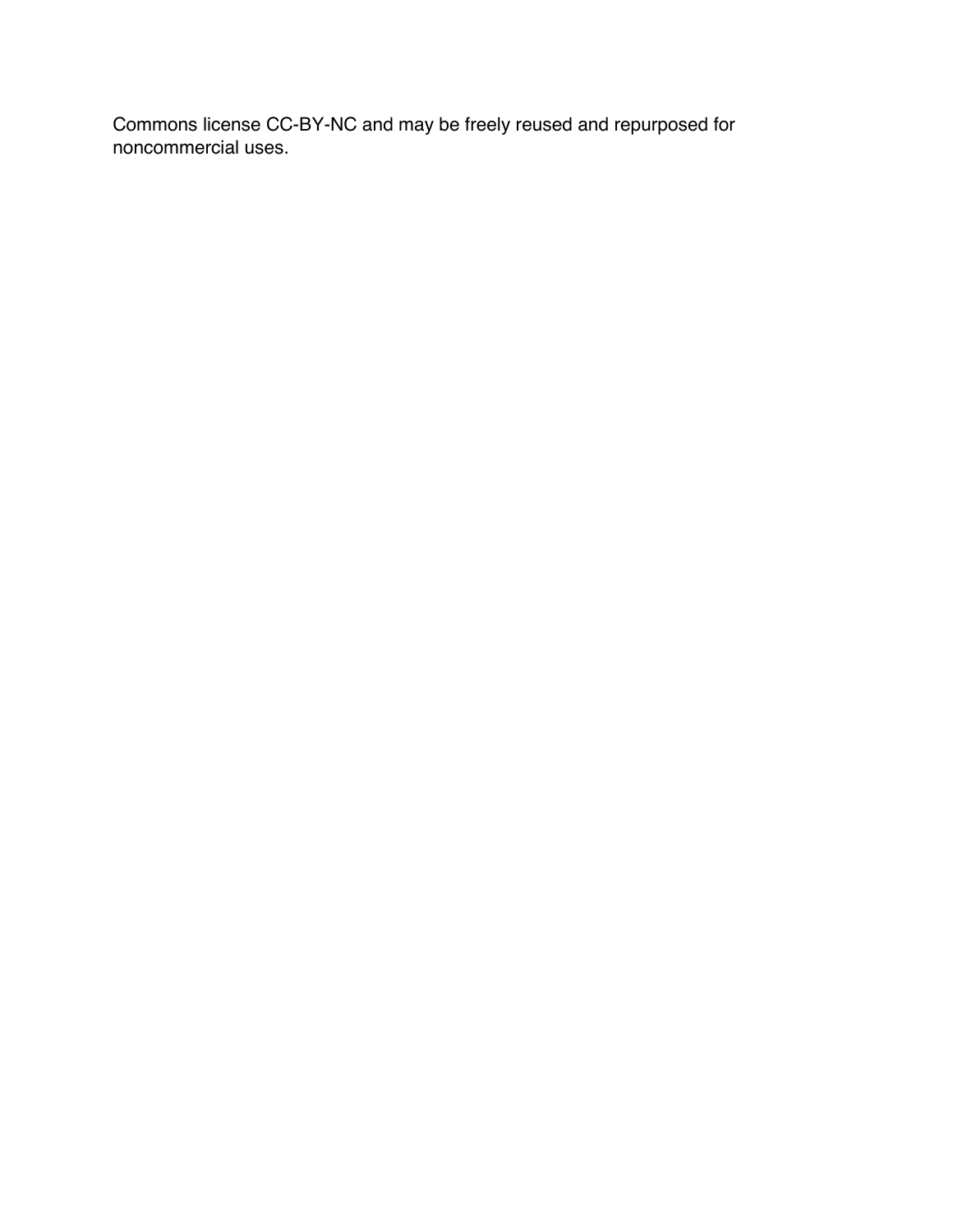Commons license CC-BY-NC and may be freely reused and repurposed for noncommercial uses.